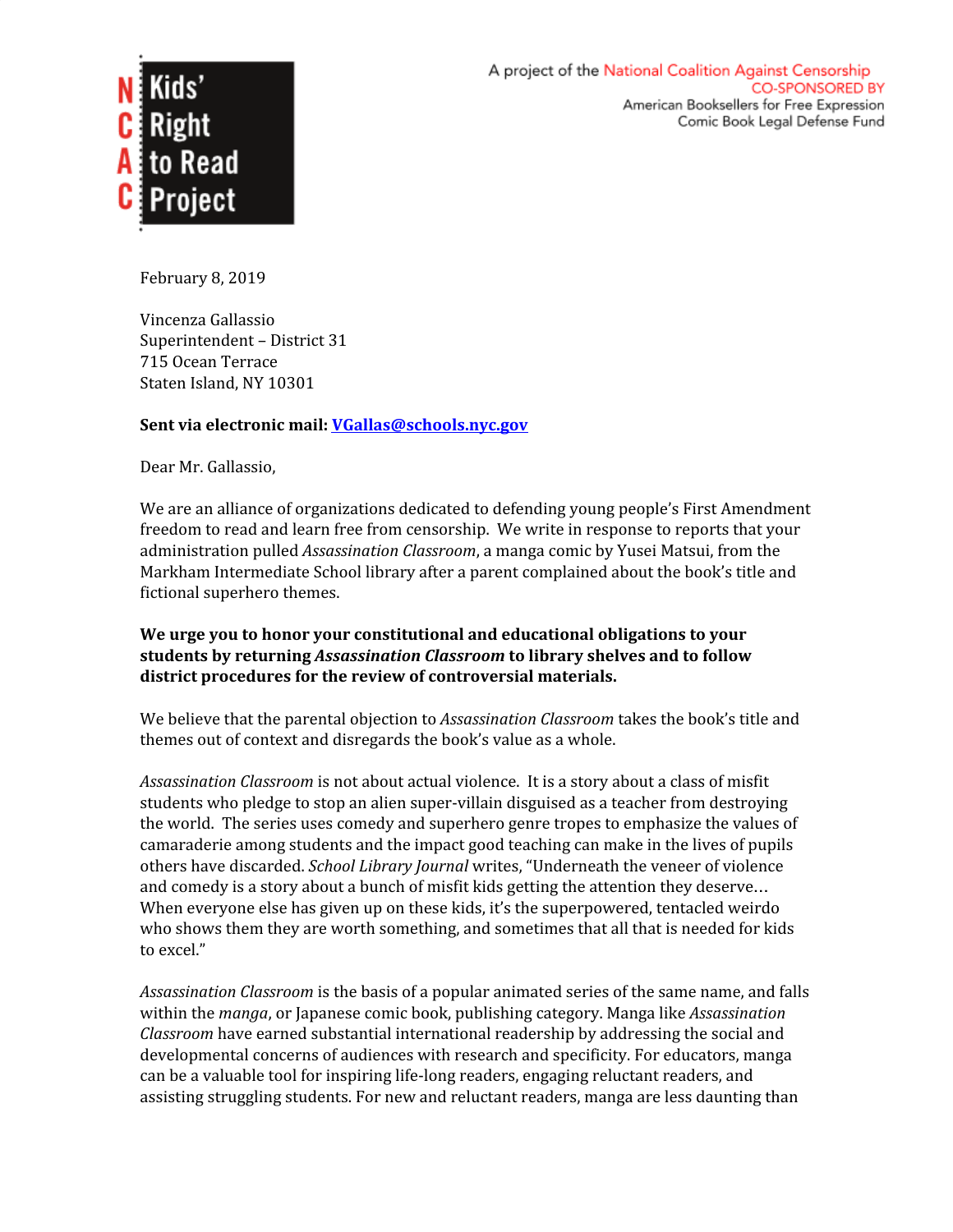Kids' Right to Read Project

A project of the National Coalition Against Censorship
CO-SPONSORED BY
American Booksellers for Free Expression
Comic Book Legal Defense Fund

February 8, 2019

Vincenza Gallassio
Superintendent – District 31
715 Ocean Terrace
Staten Island, NY 10301

**Sent via electronic mail: VGallas@schools.nyc.gov**

Dear Mr. Gallassio,

We are an alliance of organizations dedicated to defending young people's First Amendment freedom to read and learn free from censorship. We write in response to reports that your administration pulled *Assassination Classroom*, a manga comic by Yusei Matsui, from the Markham Intermediate School library after a parent complained about the book's title and fictional superhero themes.

**We urge you to honor your constitutional and educational obligations to your students by returning *Assassination Classroom* to library shelves and to follow district procedures for the review of controversial materials.**

We believe that the parental objection to *Assassination Classroom* takes the book's title and themes out of context and disregards the book's value as a whole.

*Assassination Classroom* is not about actual violence. It is a story about a class of misfit students who pledge to stop an alien super-villain disguised as a teacher from destroying the world. The series uses comedy and superhero genre tropes to emphasize the values of camaraderie among students and the impact good teaching can make in the lives of pupils others have discarded. *School Library Journal* writes, "Underneath the veneer of violence and comedy is a story about a bunch of misfit kids getting the attention they deserve… When everyone else has given up on these kids, it's the superpowered, tentacled weirdo who shows them they are worth something, and sometimes that all that is needed for kids to excel."

*Assassination Classroom* is the basis of a popular animated series of the same name, and falls within the *manga*, or Japanese comic book, publishing category. Manga like *Assassination Classroom* have earned substantial international readership by addressing the social and developmental concerns of audiences with research and specificity. For educators, manga can be a valuable tool for inspiring life-long readers, engaging reluctant readers, and assisting struggling students. For new and reluctant readers, manga are less daunting than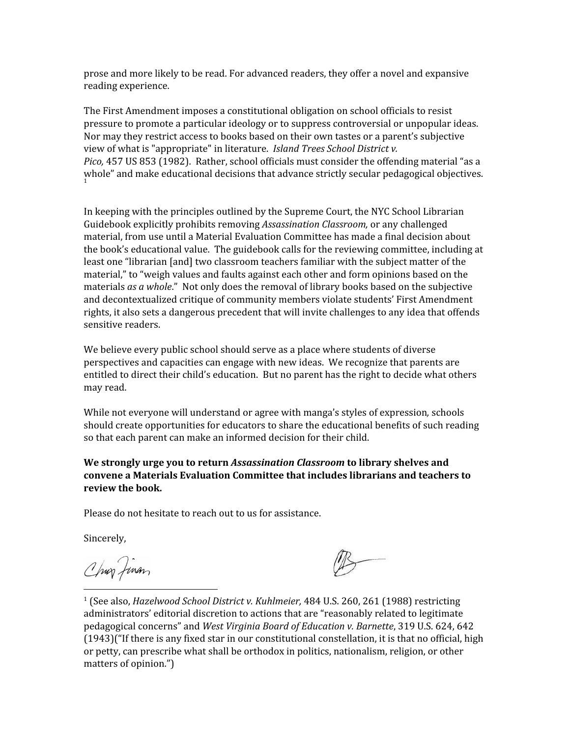prose and more likely to be read. For advanced readers, they offer a novel and expansive reading experience.

The First Amendment imposes a constitutional obligation on school officials to resist pressure to promote a particular ideology or to suppress controversial or unpopular ideas. Nor may they restrict access to books based on their own tastes or a parent's subjective view of what is "appropriate" in literature. *Island Trees School District v. Pico,* 457 US 853 (1982). Rather, school officials must consider the offending material "as a whole" and make educational decisions that advance strictly secular pedagogical objectives.[1]

In keeping with the principles outlined by the Supreme Court, the NYC School Librarian Guidebook explicitly prohibits removing *Assassination Classroom,* or any challenged material, from use until a Material Evaluation Committee has made a final decision about the book's educational value. The guidebook calls for the reviewing committee, including at least one "librarian [and] two classroom teachers familiar with the subject matter of the material," to "weigh values and faults against each other and form opinions based on the materials *as a whole*." Not only does the removal of library books based on the subjective and decontextualized critique of community members violate students' First Amendment rights, it also sets a dangerous precedent that will invite challenges to any idea that offends sensitive readers.

We believe every public school should serve as a place where students of diverse perspectives and capacities can engage with new ideas. We recognize that parents are entitled to direct their child's education. But no parent has the right to decide what others may read.

While not everyone will understand or agree with manga's styles of expression*,* schools should create opportunities for educators to share the educational benefits of such reading so that each parent can make an informed decision for their child.

**We strongly urge you to return *Assassination Classroom* to library shelves and convene a Materials Evaluation Committee that includes librarians and teachers to review the book.**

Please do not hesitate to reach out to us for assistance.

Sincerely,

---

[1] (See also, *Hazelwood School District v. Kuhlmeier,* 484 U.S. 260, 261 (1988) restricting administrators' editorial discretion to actions that are "reasonably related to legitimate pedagogical concerns" and *West Virginia Board of Education v. Barnette*, 319 U.S. 624, 642 (1943)("If there is any fixed star in our constitutional constellation, it is that no official, high or petty, can prescribe what shall be orthodox in politics, nationalism, religion, or other matters of opinion.")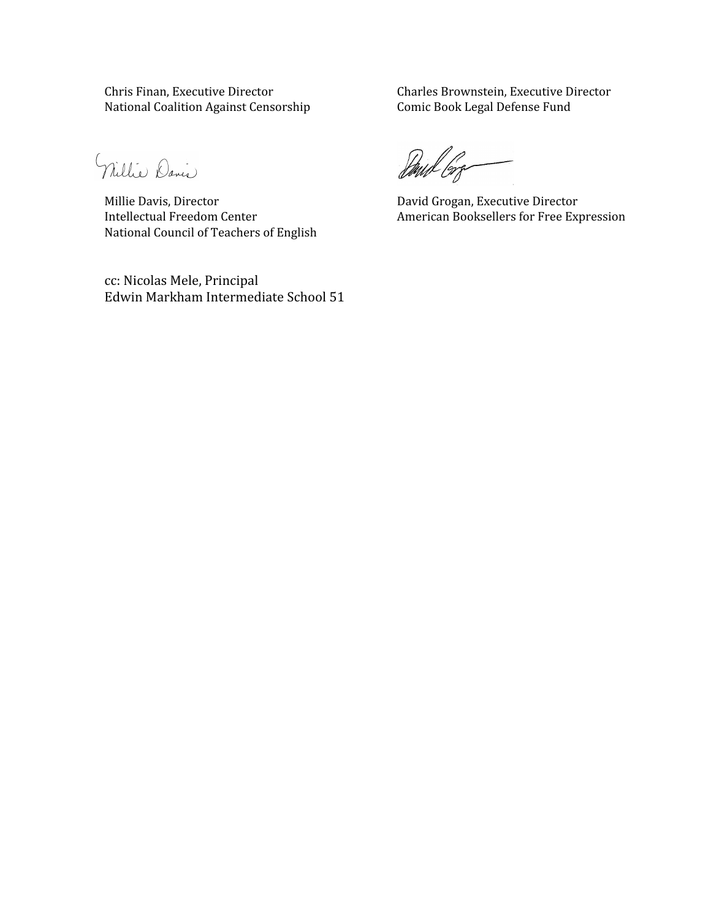Chris Finan, Executive Director
National Coalition Against Censorship

Charles Brownstein, Executive Director
Comic Book Legal Defense Fund

Millie Davis, Director
Intellectual Freedom Center
National Council of Teachers of English

David Grogan, Executive Director
American Booksellers for Free Expression

cc: Nicolas Mele, Principal
Edwin Markham Intermediate School 51